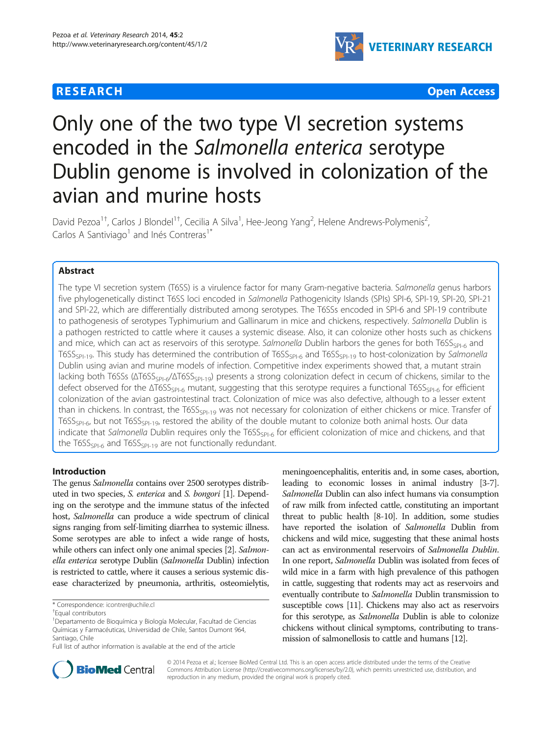**RESEARCH** **Open Access**

# Only one of the two type VI secretion systems encoded in the *Salmonella enterica* serotype Dublin genome is involved in colonization of the avian and murine hosts

David Pezoa[1†], Carlos J Blondel[1†], Cecilia A Silva[1], Hee-Jeong Yang[2], Helene Andrews-Polymenis[2], Carlos A Santiviago[1] and Inés Contreras[1*]

## Abstract

The type VI secretion system (T6SS) is a virulence factor for many Gram-negative bacteria. *Salmonella* genus harbors five phylogenetically distinct T6SS loci encoded in *Salmonella* Pathogenicity Islands (SPIs) SPI-6, SPI-19, SPI-20, SPI-21 and SPI-22, which are differentially distributed among serotypes. The T6SSs encoded in SPI-6 and SPI-19 contribute to pathogenesis of serotypes Typhimurium and Gallinarum in mice and chickens, respectively. *Salmonella* Dublin is a pathogen restricted to cattle where it causes a systemic disease. Also, it can colonize other hosts such as chickens and mice, which can act as reservoirs of this serotype. *Salmonella* Dublin harbors the genes for both $T6SS_{SPI-6}$ and $T6SS_{SPI-19}$. This study has determined the contribution of $T6SS_{SPI-6}$ and $T6SS_{SPI-19}$ to host-colonization by *Salmonella* Dublin using avian and murine models of infection. Competitive index experiments showed that, a mutant strain lacking both T6SSs ($\Delta T6SS_{SPI-6}/\Delta T6SS_{SPI-19}$) presents a strong colonization defect in cecum of chickens, similar to the defect observed for the $\Delta T6SS_{SPI-6}$ mutant, suggesting that this serotype requires a functional $T6SS_{SPI-6}$ for efficient colonization of the avian gastrointestinal tract. Colonization of mice was also defective, although to a lesser extent than in chickens. In contrast, the $T6SS_{SPI-19}$ was not necessary for colonization of either chickens or mice. Transfer of $T6SS_{SPI-6}$, but not $T6SS_{SPI-19}$, restored the ability of the double mutant to colonize both animal hosts. Our data indicate that *Salmonella* Dublin requires only the $T6SS_{SPI-6}$ for efficient colonization of mice and chickens, and that the $T6SS_{SPI-6}$ and $T6SS_{SPI-19}$ are not functionally redundant.

## Introduction

The genus *Salmonella* contains over 2500 serotypes distributed in two species, *S. enterica* and *S. bongori* [1]. Depending on the serotype and the immune status of the infected host, *Salmonella* can produce a wide spectrum of clinical signs ranging from self-limiting diarrhea to systemic illness. Some serotypes are able to infect a wide range of hosts, while others can infect only one animal species [2]. *Salmonella enterica* serotype Dublin (*Salmonella* Dublin) infection is restricted to cattle, where it causes a serious systemic disease characterized by pneumonia, arthritis, osteomielytis, meningoencephalitis, enteritis and, in some cases, abortion, leading to economic losses in animal industry [3-7]. *Salmonella* Dublin can also infect humans via consumption of raw milk from infected cattle, constituting an important threat to public health [8-10]. In addition, some studies have reported the isolation of *Salmonella* Dublin from chickens and wild mice, suggesting that these animal hosts can act as environmental reservoirs of *Salmonella Dublin*. In one report, *Salmonella* Dublin was isolated from feces of wild mice in a farm with high prevalence of this pathogen in cattle, suggesting that rodents may act as reservoirs and eventually contribute to *Salmonella* Dublin transmission to susceptible cows [11]. Chickens may also act as reservoirs for this serotype, as *Salmonella* Dublin is able to colonize chickens without clinical symptoms, contributing to transmission of salmonellosis to cattle and humans [12].

\* Correspondence: icontrer@uchile.cl
†Equal contributors
[1]Departamento de Bioquímica y Biología Molecular, Facultad de Ciencias Químicas y Farmacéuticas, Universidad de Chile, Santos Dumont 964, Santiago, Chile
Full list of author information is available at the end of the article

© 2014 Pezoa et al.; licensee BioMed Central Ltd. This is an open access article distributed under the terms of the Creative Commons Attribution License (http://creativecommons.org/licenses/by/2.0), which permits unrestricted use, distribution, and reproduction in any medium, provided the original work is properly cited.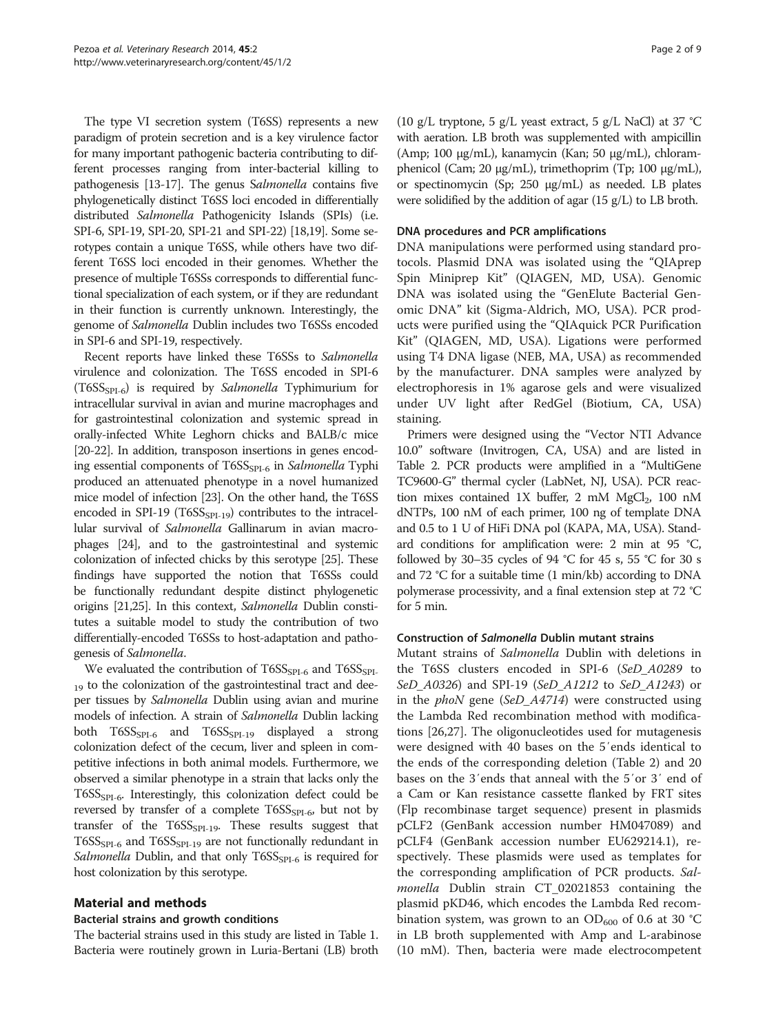The type VI secretion system (T6SS) represents a new paradigm of protein secretion and is a key virulence factor for many important pathogenic bacteria contributing to different processes ranging from inter-bacterial killing to pathogenesis [13-17]. The genus *Salmonella* contains five phylogenetically distinct T6SS loci encoded in differentially distributed *Salmonella* Pathogenicity Islands (SPIs) (i.e. SPI-6, SPI-19, SPI-20, SPI-21 and SPI-22) [18,19]. Some serotypes contain a unique T6SS, while others have two different T6SS loci encoded in their genomes. Whether the presence of multiple T6SSs corresponds to differential functional specialization of each system, or if they are redundant in their function is currently unknown. Interestingly, the genome of *Salmonella* Dublin includes two T6SSs encoded in SPI-6 and SPI-19, respectively.

Recent reports have linked these T6SSs to *Salmonella* virulence and colonization. The T6SS encoded in SPI-6 ($T6SS_{SPI-6}$) is required by *Salmonella* Typhimurium for intracellular survival in avian and murine macrophages and for gastrointestinal colonization and systemic spread in orally-infected White Leghorn chicks and BALB/c mice [20-22]. In addition, transposon insertions in genes encoding essential components of $T6SS_{SPI-6}$ in *Salmonella* Typhi produced an attenuated phenotype in a novel humanized mice model of infection [23]. On the other hand, the T6SS encoded in SPI-19 ($T6SS_{SPI-19}$) contributes to the intracellular survival of *Salmonella* Gallinarum in avian macrophages [24], and to the gastrointestinal and systemic colonization of infected chicks by this serotype [25]. These findings have supported the notion that T6SSs could be functionally redundant despite distinct phylogenetic origins [21,25]. In this context, *Salmonella* Dublin constitutes a suitable model to study the contribution of two differentially-encoded T6SSs to host-adaptation and pathogenesis of *Salmonella*.

We evaluated the contribution of $T6SS_{SPI-6}$ and $T6SS_{SPI-19}$ to the colonization of the gastrointestinal tract and deeper tissues by *Salmonella* Dublin using avian and murine models of infection. A strain of *Salmonella* Dublin lacking both $T6SS_{SPI-6}$ and $T6SS_{SPI-19}$ displayed a strong colonization defect of the cecum, liver and spleen in competitive infections in both animal models. Furthermore, we observed a similar phenotype in a strain that lacks only the $T6SS_{SPI-6}$. Interestingly, this colonization defect could be reversed by transfer of a complete $T6SS_{SPI-6}$, but not by transfer of the $T6SS_{SPI-19}$. These results suggest that $T6SS_{SPI-6}$ and $T6SS_{SPI-19}$ are not functionally redundant in *Salmonella* Dublin, and that only $T6SS_{SPI-6}$ is required for host colonization by this serotype.

## Material and methods

### Bacterial strains and growth conditions

The bacterial strains used in this study are listed in Table 1. Bacteria were routinely grown in Luria-Bertani (LB) broth (10 g/L tryptone, 5 g/L yeast extract, 5 g/L NaCl) at 37 °C with aeration. LB broth was supplemented with ampicillin (Amp; 100 μg/mL), kanamycin (Kan; 50 μg/mL), chloramphenicol (Cam; 20 μg/mL), trimethoprim (Tp; 100 μg/mL), or spectinomycin (Sp; 250 μg/mL) as needed. LB plates were solidified by the addition of agar (15 g/L) to LB broth.

### DNA procedures and PCR amplifications

DNA manipulations were performed using standard protocols. Plasmid DNA was isolated using the "QIAprep Spin Miniprep Kit" (QIAGEN, MD, USA). Genomic DNA was isolated using the "GenElute Bacterial Genomic DNA" kit (Sigma-Aldrich, MO, USA). PCR products were purified using the "QIAquick PCR Purification Kit" (QIAGEN, MD, USA). Ligations were performed using T4 DNA ligase (NEB, MA, USA) as recommended by the manufacturer. DNA samples were analyzed by electrophoresis in 1% agarose gels and were visualized under UV light after RedGel (Biotium, CA, USA) staining.

Primers were designed using the "Vector NTI Advance 10.0" software (Invitrogen, CA, USA) and are listed in Table 2. PCR products were amplified in a "MultiGene TC9600-G" thermal cycler (LabNet, NJ, USA). PCR reaction mixes contained 1X buffer, 2 mM $MgCl_2$, 100 nM dNTPs, 100 nM of each primer, 100 ng of template DNA and 0.5 to 1 U of HiFi DNA pol (KAPA, MA, USA). Standard conditions for amplification were: 2 min at 95 °C, followed by 30–35 cycles of 94 °C for 45 s, 55 °C for 30 s and 72 °C for a suitable time (1 min/kb) according to DNA polymerase processivity, and a final extension step at 72 °C for 5 min.

### Construction of *Salmonella* Dublin mutant strains

Mutant strains of *Salmonella* Dublin with deletions in the T6SS clusters encoded in SPI-6 (*SeD_A0289* to *SeD_A0326*) and SPI-19 (*SeD_A1212* to *SeD_A1243*) or in the *phoN* gene (*SeD_A4714*) were constructed using the Lambda Red recombination method with modifications [26,27]. The oligonucleotides used for mutagenesis were designed with 40 bases on the 5′ends identical to the ends of the corresponding deletion (Table 2) and 20 bases on the 3′ends that anneal with the 5′or 3′ end of a Cam or Kan resistance cassette flanked by FRT sites (Flp recombinase target sequence) present in plasmids pCLF2 (GenBank accession number HM047089) and pCLF4 (GenBank accession number EU629214.1), respectively. These plasmids were used as templates for the corresponding amplification of PCR products. *Salmonella* Dublin strain CT_02021853 containing the plasmid pKD46, which encodes the Lambda Red recombination system, was grown to an $OD_{600}$ of 0.6 at 30 °C in LB broth supplemented with Amp and L-arabinose (10 mM). Then, bacteria were made electrocompetent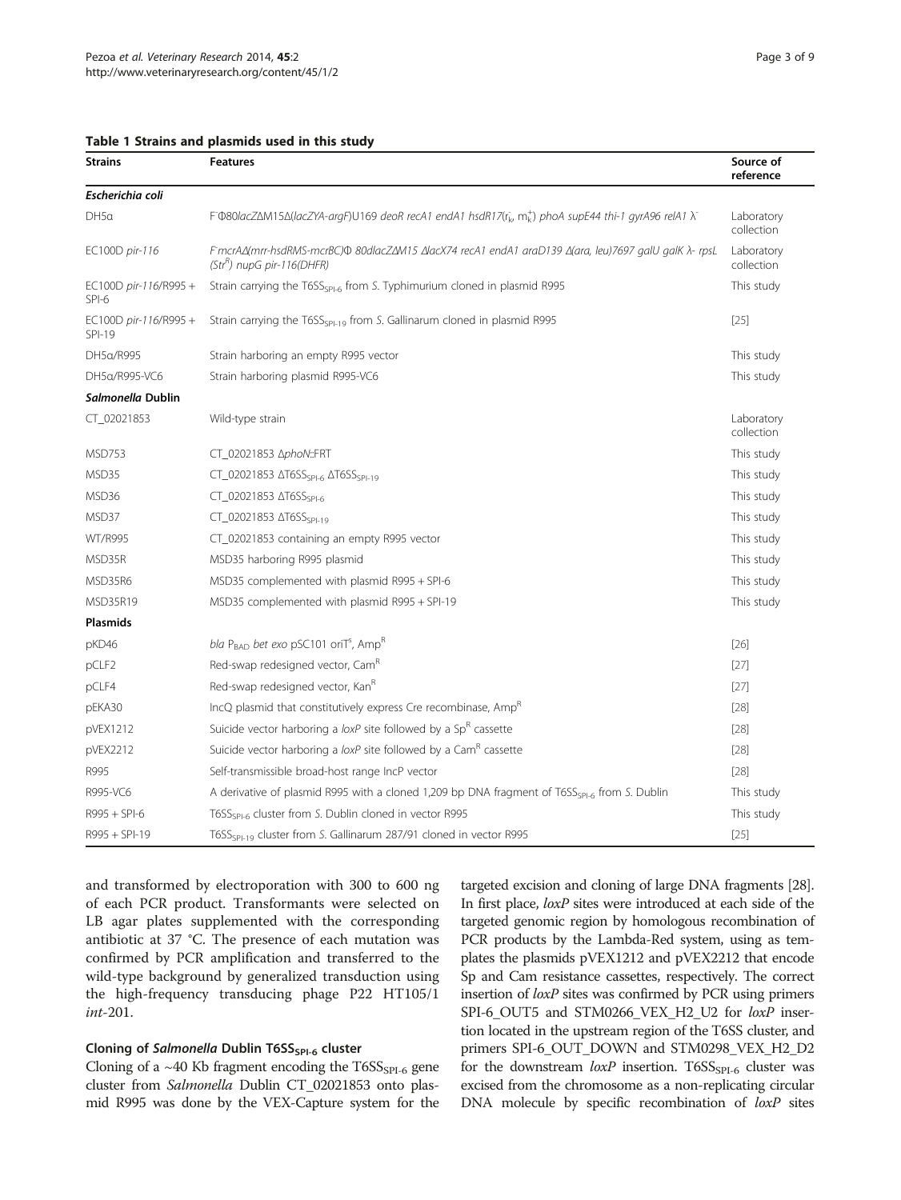**Table 1 Strains and plasmids used in this study**

| Strains | Features | Source of reference |
|---|---|---|
| ***Escherichia coli*** | | |
| DH5α | F⁻Φ80*lacZ*ΔM15Δ(*lacZYA-argF*)U169 *deoR recA1 endA1 hsdR17*($r_k^-$, $m_k^+$) *phoA supE44 thi-1 gyrA96 relA1* λ⁻ | Laboratory collection |
| EC100D *pir-116* | F⁻*mcrA*Δ(*mrr-hsdRMS-mcrBC*)Φ 80*dlacZ*ΔM15 Δ*lacX74 recA1 endA1 araD139* Δ(*ara, leu*)7697 *galU galK* λ- *rpsL* ($Str^R$) *nupG pir-116(DHFR)* | Laboratory collection |
| EC100D *pir-116*/R995 + SPI-6 | Strain carrying the $T6SS_{SPI-6}$ from *S.* Typhimurium cloned in plasmid R995 | This study |
| EC100D *pir-116*/R995 + SPI-19 | Strain carrying the $T6SS_{SPI-19}$ from *S.* Gallinarum cloned in plasmid R995 | [25] |
| DH5α/R995 | Strain harboring an empty R995 vector | This study |
| DH5α/R995-VC6 | Strain harboring plasmid R995-VC6 | This study |
| ***Salmonella* Dublin** | | |
| CT_02021853 | Wild-type strain | Laboratory collection |
| MSD753 | CT_02021853 Δ*phoN*::FRT | This study |
| MSD35 | CT_02021853 $\Delta T6SS_{SPI-6}$ $\Delta T6SS_{SPI-19}$ | This study |
| MSD36 | CT_02021853 $\Delta T6SS_{SPI-6}$ | This study |
| MSD37 | CT_02021853 $\Delta T6SS_{SPI-19}$ | This study |
| WT/R995 | CT_02021853 containing an empty R995 vector | This study |
| MSD35R | MSD35 harboring R995 plasmid | This study |
| MSD35R6 | MSD35 complemented with plasmid R995 + SPI-6 | This study |
| MSD35R19 | MSD35 complemented with plasmid R995 + SPI-19 | This study |
| **Plasmids** | | |
| pKD46 | *bla* $P_{BAD}$ *bet exo* pSC101 oriTˢ, $Amp^R$ | [26] |
| pCLF2 | Red-swap redesigned vector, $Cam^R$ | [27] |
| pCLF4 | Red-swap redesigned vector, $Kan^R$ | [27] |
| pEKA30 | IncQ plasmid that constitutively express Cre recombinase, $Amp^R$ | [28] |
| pVEX1212 | Suicide vector harboring a *loxP* site followed by a $Sp^R$ cassette | [28] |
| pVEX2212 | Suicide vector harboring a *loxP* site followed by a $Cam^R$ cassette | [28] |
| R995 | Self-transmissible broad-host range IncP vector | [28] |
| R995-VC6 | A derivative of plasmid R995 with a cloned 1,209 bp DNA fragment of $T6SS_{SPI-6}$ from *S.* Dublin | This study |
| R995 + SPI-6 | $T6SS_{SPI-6}$ cluster from *S.* Dublin cloned in vector R995 | This study |
| R995 + SPI-19 | $T6SS_{SPI-19}$ cluster from *S.* Gallinarum 287/91 cloned in vector R995 | [25] |

and transformed by electroporation with 300 to 600 ng of each PCR product. Transformants were selected on LB agar plates supplemented with the corresponding antibiotic at 37 °C. The presence of each mutation was confirmed by PCR amplification and transferred to the wild-type background by generalized transduction using the high-frequency transducing phage P22 HT105/1 *int*-201.

### Cloning of *Salmonella* Dublin $T6SS_{SPI-6}$ cluster

Cloning of a ~40 Kb fragment encoding the $T6SS_{SPI-6}$ gene cluster from *Salmonella* Dublin CT_02021853 onto plasmid R995 was done by the VEX-Capture system for the targeted excision and cloning of large DNA fragments [28]. In first place, *loxP* sites were introduced at each side of the targeted genomic region by homologous recombination of PCR products by the Lambda-Red system, using as templates the plasmids pVEX1212 and pVEX2212 that encode Sp and Cam resistance cassettes, respectively. The correct insertion of *loxP* sites was confirmed by PCR using primers SPI-6_OUT5 and STM0266_VEX_H2_U2 for *loxP* insertion located in the upstream region of the T6SS cluster, and primers SPI-6_OUT_DOWN and STM0298_VEX_H2_D2 for the downstream *loxP* insertion. $T6SS_{SPI-6}$ cluster was excised from the chromosome as a non-replicating circular DNA molecule by specific recombination of *loxP* sites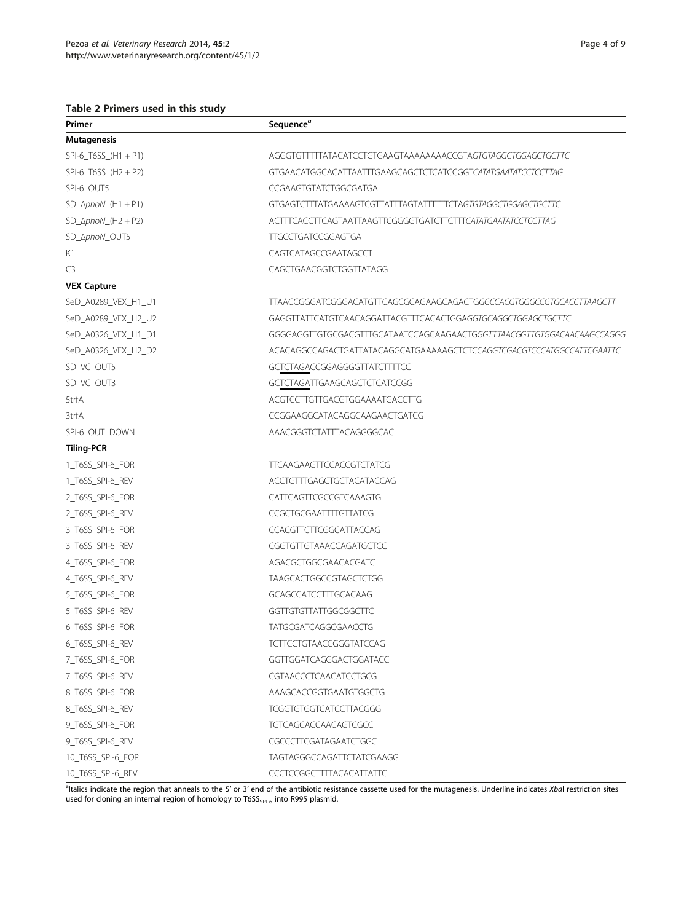**Table 2 Primers used in this study**

| Primer | Sequence[a] |
|---|---|
| **Mutagenesis** | |
| SPI-6_T6SS_(H1 + P1) | AGGGTGTTTTTATACATCCTGTGAAGTAAAAAAAACCGTAG*TGTAGGCTGGAGCTGCTTC* |
| SPI-6_T6SS_(H2 + P2) | GTGAACATGGCACATTAATTTGAAGCAGCTCTCATCCGGT*CATATGAATATCCTCCTTAG* |
| SPI-6_OUT5 | CCGAAGTGTATCTGGCGATGA |
| SD_*ΔphoN*_(H1 + P1) | GTGAGTCTTTATGAAAAGTCGTTATTTAGTATTTTTTCTAG*TGTAGGCTGGAGCTGCTTC* |
| SD_*ΔphoN*_(H2 + P2) | ACTTTCACCTTCAGTAATTAAGTTCGGGGTGATCTTCTTT*CATATGAATATCCTCCTTAG* |
| SD_*ΔphoN*_OUT5 | TTGCCTGATCCGGAGTGA |
| K1 | CAGTCATAGCCGAATAGCCT |
| C3 | CAGCTGAACGGTCTGGTTATAGG |
| **VEX Capture** | |
| SeD_A0289_VEX_H1_U1 | TTAACCGGGATCGGGACATGTTCAGCGCAGAAGCAGACTG*GGCCACGTGGGCCGTGCACCTTAAGCTT* |
| SeD_A0289_VEX_H2_U2 | GAGGTTATTCATGTCAACAGGATTACGTTTCACACTGGA*GGTGCAGGCTGGAGCTGCTTC* |
| SeD_A0326_VEX_H1_D1 | GGGGAGGTTGTGCGACGTTTGCATAATCCAGCAAGAACTG*GGTTTAACGGTTGTGGACAACAAGCCAGGG* |
| SeD_A0326_VEX_H2_D2 | ACACAGGCCAGACTGATTATACAGGCATGAAAAAGCTCTC*CAGGTCGACGTCCCATGGCCATTCGAATTC* |
| SD_VC_OUT5 | GCTCTAGACCGGAGGGGTTATCTTTTCC |
| SD_VC_OUT3 | GCTCTAGATTGAAGCAGCTCTCATCCGG |
| 5trfA | ACGTCCTTGTTGACGTGGAAAATGACCTTG |
| 3trfA | CCGGAAGGCATACAGGCAAGAACTGATCG |
| SPI-6_OUT_DOWN | AAACGGGTCTATTTACAGGGGCAC |
| **Tiling-PCR** | |
| 1_T6SS_SPI-6_FOR | TTCAAGAAGTTCCACCGTCTATCG |
| 1_T6SS_SPI-6_REV | ACCTGTTTGAGCTGCTACATACCAG |
| 2_T6SS_SPI-6_FOR | CATTCAGTTCGCCGTCAAAGTG |
| 2_T6SS_SPI-6_REV | CCGCTGCGAATTTTGTTATCG |
| 3_T6SS_SPI-6_FOR | CCACGTTCTTCGGCATTACCAG |
| 3_T6SS_SPI-6_REV | CGGTGTTGTAAACCAGATGCTCC |
| 4_T6SS_SPI-6_FOR | AGACGCTGGCGAACACGATC |
| 4_T6SS_SPI-6_REV | TAAGCACTGGCCGTAGCTCTGG |
| 5_T6SS_SPI-6_FOR | GCAGCCATCCTTTGCACAAG |
| 5_T6SS_SPI-6_REV | GGTTGTGTTATTGGCGGCTTC |
| 6_T6SS_SPI-6_FOR | TATGCGATCAGGCGAACCTG |
| 6_T6SS_SPI-6_REV | TCTTCCTGTAACCGGGTATCCAG |
| 7_T6SS_SPI-6_FOR | GGTTGGATCAGGGACTGGATACC |
| 7_T6SS_SPI-6_REV | CGTAACCCTCAACATCCTGCG |
| 8_T6SS_SPI-6_FOR | AAAGCACCGGTGAATGTGGCTG |
| 8_T6SS_SPI-6_REV | TCGGTGTGGTCATCCTTACGGG |
| 9_T6SS_SPI-6_FOR | TGTCAGCACCAACAGTCGCC |
| 9_T6SS_SPI-6_REV | CGCCCTTCGATAGAATCTGGC |
| 10_T6SS_SPI-6_FOR | TAGTAGGGCCAGATTCTATCGAAGG |
| 10_T6SS_SPI-6_REV | CCCTCCGGCTTTTACACATTATTC |

[a]Italics indicate the region that anneals to the 5' or 3' end of the antibiotic resistance cassette used for the mutagenesis. Underline indicates *Xba*I restriction sites used for cloning an internal region of homology to $T6SS_{SPI-6}$ into R995 plasmid.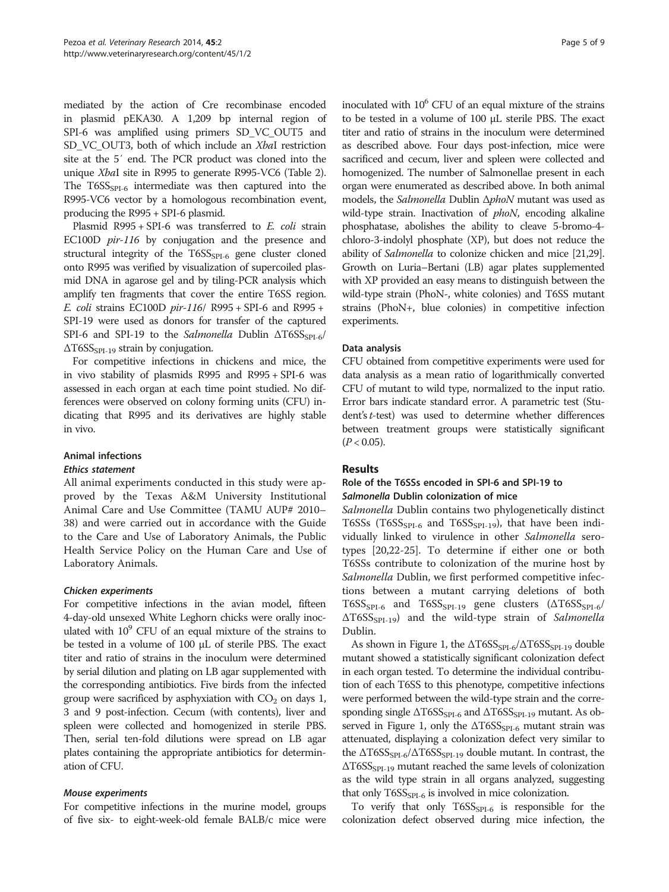mediated by the action of Cre recombinase encoded in plasmid pEKA30. A 1,209 bp internal region of SPI-6 was amplified using primers SD_VC_OUT5 and SD_VC_OUT3, both of which include an *Xba*I restriction site at the 5′ end. The PCR product was cloned into the unique *Xba*I site in R995 to generate R995-VC6 (Table 2). The $T6SS_{SPI-6}$ intermediate was then captured into the R995-VC6 vector by a homologous recombination event, producing the R995 + SPI-6 plasmid.

Plasmid R995 + SPI-6 was transferred to *E. coli* strain EC100D *pir-116* by conjugation and the presence and structural integrity of the $T6SS_{SPI-6}$ gene cluster cloned onto R995 was verified by visualization of supercoiled plasmid DNA in agarose gel and by tiling-PCR analysis which amplify ten fragments that cover the entire T6SS region. *E. coli* strains EC100D *pir-116*/ R995 + SPI-6 and R995 + SPI-19 were used as donors for transfer of the captured SPI-6 and SPI-19 to the *Salmonella* Dublin $\Delta T6SS_{SPI-6}$/ $\Delta T6SS_{SPI-19}$ strain by conjugation.

For competitive infections in chickens and mice, the in vivo stability of plasmids R995 and R995 + SPI-6 was assessed in each organ at each time point studied. No differences were observed on colony forming units (CFU) indicating that R995 and its derivatives are highly stable in vivo.

### Animal infections

#### *Ethics statement*

All animal experiments conducted in this study were approved by the Texas A&M University Institutional Animal Care and Use Committee (TAMU AUP# 2010–38) and were carried out in accordance with the Guide to the Care and Use of Laboratory Animals, the Public Health Service Policy on the Human Care and Use of Laboratory Animals.

#### *Chicken experiments*

For competitive infections in the avian model, fifteen 4-day-old unsexed White Leghorn chicks were orally inoculated with $10^9$ CFU of an equal mixture of the strains to be tested in a volume of 100 μL of sterile PBS. The exact titer and ratio of strains in the inoculum were determined by serial dilution and plating on LB agar supplemented with the corresponding antibiotics. Five birds from the infected group were sacrificed by asphyxiation with $CO_2$ on days 1, 3 and 9 post-infection. Cecum (with contents), liver and spleen were collected and homogenized in sterile PBS. Then, serial ten-fold dilutions were spread on LB agar plates containing the appropriate antibiotics for determination of CFU.

#### *Mouse experiments*

For competitive infections in the murine model, groups of five six- to eight-week-old female BALB/c mice were inoculated with $10^6$ CFU of an equal mixture of the strains to be tested in a volume of 100 μL sterile PBS. The exact titer and ratio of strains in the inoculum were determined as described above. Four days post-infection, mice were sacrificed and cecum, liver and spleen were collected and homogenized. The number of Salmonellae present in each organ were enumerated as described above. In both animal models, the *Salmonella* Dublin Δ*phoN* mutant was used as wild-type strain. Inactivation of *phoN*, encoding alkaline phosphatase, abolishes the ability to cleave 5-bromo-4-chloro-3-indolyl phosphate (XP), but does not reduce the ability of *Salmonella* to colonize chicken and mice [21,29]. Growth on Luria–Bertani (LB) agar plates supplemented with XP provided an easy means to distinguish between the wild-type strain (PhoN-, white colonies) and T6SS mutant strains (PhoN+, blue colonies) in competitive infection experiments.

### Data analysis

CFU obtained from competitive experiments were used for data analysis as a mean ratio of logarithmically converted CFU of mutant to wild type, normalized to the input ratio. Error bars indicate standard error. A parametric test (Student's *t*-test) was used to determine whether differences between treatment groups were statistically significant ($P < 0.05$).

## Results

### Role of the T6SSs encoded in SPI-6 and SPI-19 to *Salmonella* Dublin colonization of mice

*Salmonella* Dublin contains two phylogenetically distinct T6SSs ($T6SS_{SPI-6}$ and $T6SS_{SPI-19}$), that have been individually linked to virulence in other *Salmonella* serotypes [20,22-25]. To determine if either one or both T6SSs contribute to colonization of the murine host by *Salmonella* Dublin, we first performed competitive infections between a mutant carrying deletions of both $T6SS_{SPI-6}$ and $T6SS_{SPI-19}$ gene clusters ($\Delta T6SS_{SPI-6}$/ $\Delta T6SS_{SPI-19}$) and the wild-type strain of *Salmonella* Dublin.

As shown in Figure 1, the $\Delta T6SS_{SPI-6}$/$\Delta T6SS_{SPI-19}$ double mutant showed a statistically significant colonization defect in each organ tested. To determine the individual contribution of each T6SS to this phenotype, competitive infections were performed between the wild-type strain and the corresponding single $\Delta T6SS_{SPI-6}$ and $\Delta T6SS_{SPI-19}$ mutant. As observed in Figure 1, only the $\Delta T6SS_{SPI-6}$ mutant strain was attenuated, displaying a colonization defect very similar to the $\Delta T6SS_{SPI-6}$/$\Delta T6SS_{SPI-19}$ double mutant. In contrast, the $\Delta T6SS_{SPI-19}$ mutant reached the same levels of colonization as the wild type strain in all organs analyzed, suggesting that only $T6SS_{SPI-6}$ is involved in mice colonization.

To verify that only $T6SS_{SPI-6}$ is responsible for the colonization defect observed during mice infection, the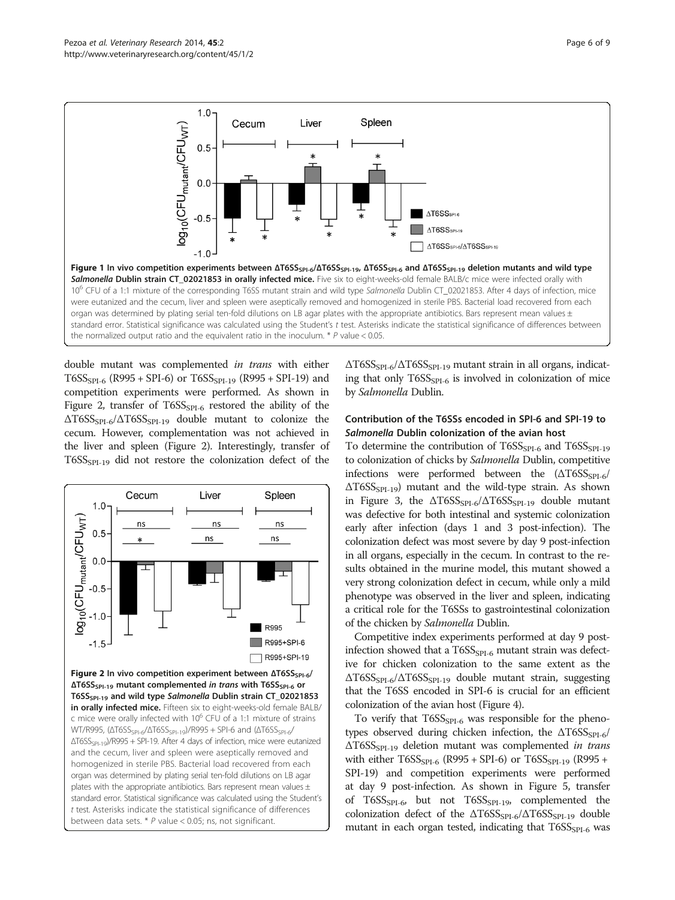1.0
Cecum
Liver
Spleen
0.5
0.0
-0.5
-1.0
$\log_{10}(CFU_{mutant}/CFU_{WT})$
*
*
*
*
*
*
*
*
$\Delta T6SS_{SPI-6}$
$\Delta T6SS_{SPI-19}$
$\Delta T6SS_{SPI-6}/\Delta T6SS_{SPI-19}$

**Figure 1 In vivo competition experiments between $\Delta T6SS_{SPI-6}/\Delta T6SS_{SPI-19}$, $\Delta T6SS_{SPI-6}$ and $\Delta T6SS_{SPI-19}$ deletion mutants and wild type *Salmonella* Dublin strain CT_02021853 in orally infected mice.** Five six to eight-weeks-old female BALB/c mice were infected orally with $10^6$ CFU of a 1:1 mixture of the corresponding T6SS mutant strain and wild type *Salmonella* Dublin CT_02021853. After 4 days of infection, mice were eutanized and the cecum, liver and spleen were aseptically removed and homogenized in sterile PBS. Bacterial load recovered from each organ was determined by plating serial ten-fold dilutions on LB agar plates with the appropriate antibiotics. Bars represent mean values ± standard error. Statistical significance was calculated using the Student's *t* test. Asterisks indicate the statistical significance of differences between the normalized output ratio and the equivalent ratio in the inoculum. * *P* value < 0.05.

double mutant was complemented *in trans* with either $T6SS_{SPI-6}$ (R995 + SPI-6) or $T6SS_{SPI-19}$ (R995 + SPI-19) and competition experiments were performed. As shown in Figure 2, transfer of $T6SS_{SPI-6}$ restored the ability of the $\Delta T6SS_{SPI-6}/\Delta T6SS_{SPI-19}$ double mutant to colonize the cecum. However, complementation was not achieved in the liver and spleen (Figure 2). Interestingly, transfer of $T6SS_{SPI-19}$ did not restore the colonization defect of the $\Delta T6SS_{SPI-6}/\Delta T6SS_{SPI-19}$ mutant strain in all organs, indicating that only $T6SS_{SPI-6}$ is involved in colonization of mice by *Salmonella* Dublin.

Cecum
Liver
Spleen
1.0
0.5
0.0
-0.5
-1.0
-1.5
$\log_{10}(CFU_{mutant}/CFU_{WT})$
ns
*
ns
ns
ns
ns
R995
R995+SPI-6
R995+SPI-19

**Figure 2 In vivo competition experiment between $\Delta T6SS_{SPI-6}/\Delta T6SS_{SPI-19}$ mutant complemented *in trans* with $T6SS_{SPI-6}$ or $T6SS_{SPI-19}$ and wild type *Salmonella* Dublin strain CT_02021853 in orally infected mice.** Fifteen six to eight-weeks-old female BALB/c mice were orally infected with $10^6$ CFU of a 1:1 mixture of strains WT/R995, ($\Delta T6SS_{SPI-6}/\Delta T6SS_{SPI-19}$)/R995 + SPI-6 and ($\Delta T6SS_{SPI-6}/\Delta T6SS_{SPI-19}$)/R995 + SPI-19. After 4 days of infection, mice were eutanized and the cecum, liver and spleen were aseptically removed and homogenized in sterile PBS. Bacterial load recovered from each organ was determined by plating serial ten-fold dilutions on LB agar plates with the appropriate antibiotics. Bars represent mean values ± standard error. Statistical significance was calculated using the Student's *t* test. Asterisks indicate the statistical significance of differences between data sets. * *P* value < 0.05; ns, not significant.

### Contribution of the T6SSs encoded in SPI-6 and SPI-19 to *Salmonella* Dublin colonization of the avian host

To determine the contribution of $T6SS_{SPI-6}$ and $T6SS_{SPI-19}$ to colonization of chicks by *Salmonella* Dublin, competitive infections were performed between the ($\Delta T6SS_{SPI-6}/\Delta T6SS_{SPI-19}$) mutant and the wild-type strain. As shown in Figure 3, the $\Delta T6SS_{SPI-6}/\Delta T6SS_{SPI-19}$ double mutant was defective for both intestinal and systemic colonization early after infection (days 1 and 3 post-infection). The colonization defect was most severe by day 9 post-infection in all organs, especially in the cecum. In contrast to the results obtained in the murine model, this mutant showed a very strong colonization defect in cecum, while only a mild phenotype was observed in the liver and spleen, indicating a critical role for the T6SSs to gastrointestinal colonization of the chicken by *Salmonella* Dublin.

Competitive index experiments performed at day 9 post-infection showed that a $T6SS_{SPI-6}$ mutant strain was defective for chicken colonization to the same extent as the $\Delta T6SS_{SPI-6}/\Delta T6SS_{SPI-19}$ double mutant strain, suggesting that the T6SS encoded in SPI-6 is crucial for an efficient colonization of the avian host (Figure 4).

To verify that $T6SS_{SPI-6}$ was responsible for the phenotypes observed during chicken infection, the $\Delta T6SS_{SPI-6}/\Delta T6SS_{SPI-19}$ deletion mutant was complemented *in trans* with either $T6SS_{SPI-6}$ (R995 + SPI-6) or $T6SS_{SPI-19}$ (R995 + SPI-19) and competition experiments were performed at day 9 post-infection. As shown in Figure 5, transfer of $T6SS_{SPI-6}$, but not $T6SS_{SPI-19}$, complemented the colonization defect of the $\Delta T6SS_{SPI-6}/\Delta T6SS_{SPI-19}$ double mutant in each organ tested, indicating that $T6SS_{SPI-6}$ was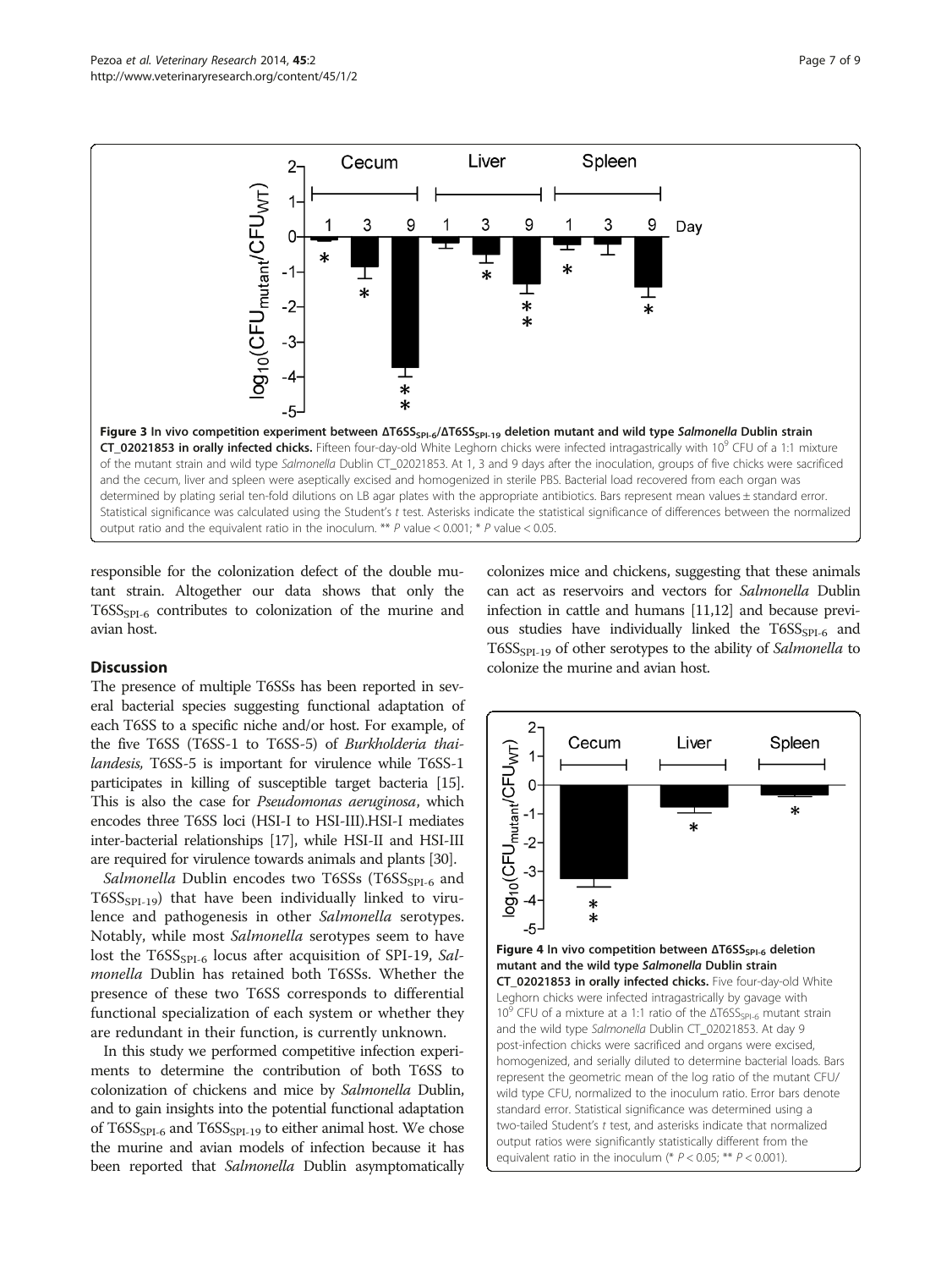Figure 3 In vivo competition experiment between $\Delta T6SS_{SPI-6}/\Delta T6SS_{SPI-19}$ deletion mutant and wild type *Salmonella* Dublin strain CT_02021853 in orally infected chicks. Fifteen four-day-old White Leghorn chicks were infected intragastrically with $10^9$ CFU of a 1:1 mixture of the mutant strain and wild type *Salmonella* Dublin CT_02021853. At 1, 3 and 9 days after the inoculation, groups of five chicks were sacrificed and the cecum, liver and spleen were aseptically excised and homogenized in sterile PBS. Bacterial load recovered from each organ was determined by plating serial ten-fold dilutions on LB agar plates with the appropriate antibiotics. Bars represent mean values ± standard error. Statistical significance was calculated using the Student's *t* test. Asterisks indicate the statistical significance of differences between the normalized output ratio and the equivalent ratio in the inoculum. ** $P$ value < 0.001; * $P$ value < 0.05.

responsible for the colonization defect of the double mutant strain. Altogether our data shows that only the $T6SS_{SPI-6}$ contributes to colonization of the murine and avian host.

## Discussion

The presence of multiple T6SSs has been reported in several bacterial species suggesting functional adaptation of each T6SS to a specific niche and/or host. For example, of the five T6SS (T6SS-1 to T6SS-5) of *Burkholderia thailandesis,* T6SS-5 is important for virulence while T6SS-1 participates in killing of susceptible target bacteria [15]. This is also the case for *Pseudomonas aeruginosa*, which encodes three T6SS loci (HSI-I to HSI-III).HSI-I mediates inter-bacterial relationships [17], while HSI-II and HSI-III are required for virulence towards animals and plants [30].

*Salmonella* Dublin encodes two T6SSs ($T6SS_{SPI-6}$ and $T6SS_{SPI-19}$) that have been individually linked to virulence and pathogenesis in other *Salmonella* serotypes. Notably, while most *Salmonella* serotypes seem to have lost the $T6SS_{SPI-6}$ locus after acquisition of SPI-19, *Salmonella* Dublin has retained both T6SSs. Whether the presence of these two T6SS corresponds to differential functional specialization of each system or whether they are redundant in their function, is currently unknown.

In this study we performed competitive infection experiments to determine the contribution of both T6SS to colonization of chickens and mice by *Salmonella* Dublin, and to gain insights into the potential functional adaptation of $T6SS_{SPI-6}$ and $T6SS_{SPI-19}$ to either animal host. We chose the murine and avian models of infection because it has been reported that *Salmonella* Dublin asymptomatically colonizes mice and chickens, suggesting that these animals can act as reservoirs and vectors for *Salmonella* Dublin infection in cattle and humans [11,12] and because previous studies have individually linked the $T6SS_{SPI-6}$ and $T6SS_{SPI-19}$ of other serotypes to the ability of *Salmonella* to colonize the murine and avian host.

Figure 4 In vivo competition between $\Delta T6SS_{SPI-6}$ deletion mutant and the wild type *Salmonella* Dublin strain CT_02021853 in orally infected chicks. Five four-day-old White Leghorn chicks were infected intragastrically by gavage with $10^9$ CFU of a mixture at a 1:1 ratio of the $\Delta T6SS_{SPI-6}$ mutant strain and the wild type *Salmonella* Dublin CT_02021853. At day 9 post-infection chicks were sacrificed and organs were excised, homogenized, and serially diluted to determine bacterial loads. Bars represent the geometric mean of the log ratio of the mutant CFU/ wild type CFU, normalized to the inoculum ratio. Error bars denote standard error. Statistical significance was determined using a two-tailed Student's *t* test, and asterisks indicate that normalized output ratios were significantly statistically different from the equivalent ratio in the inoculum (* $P < 0.05$; ** $P < 0.001$).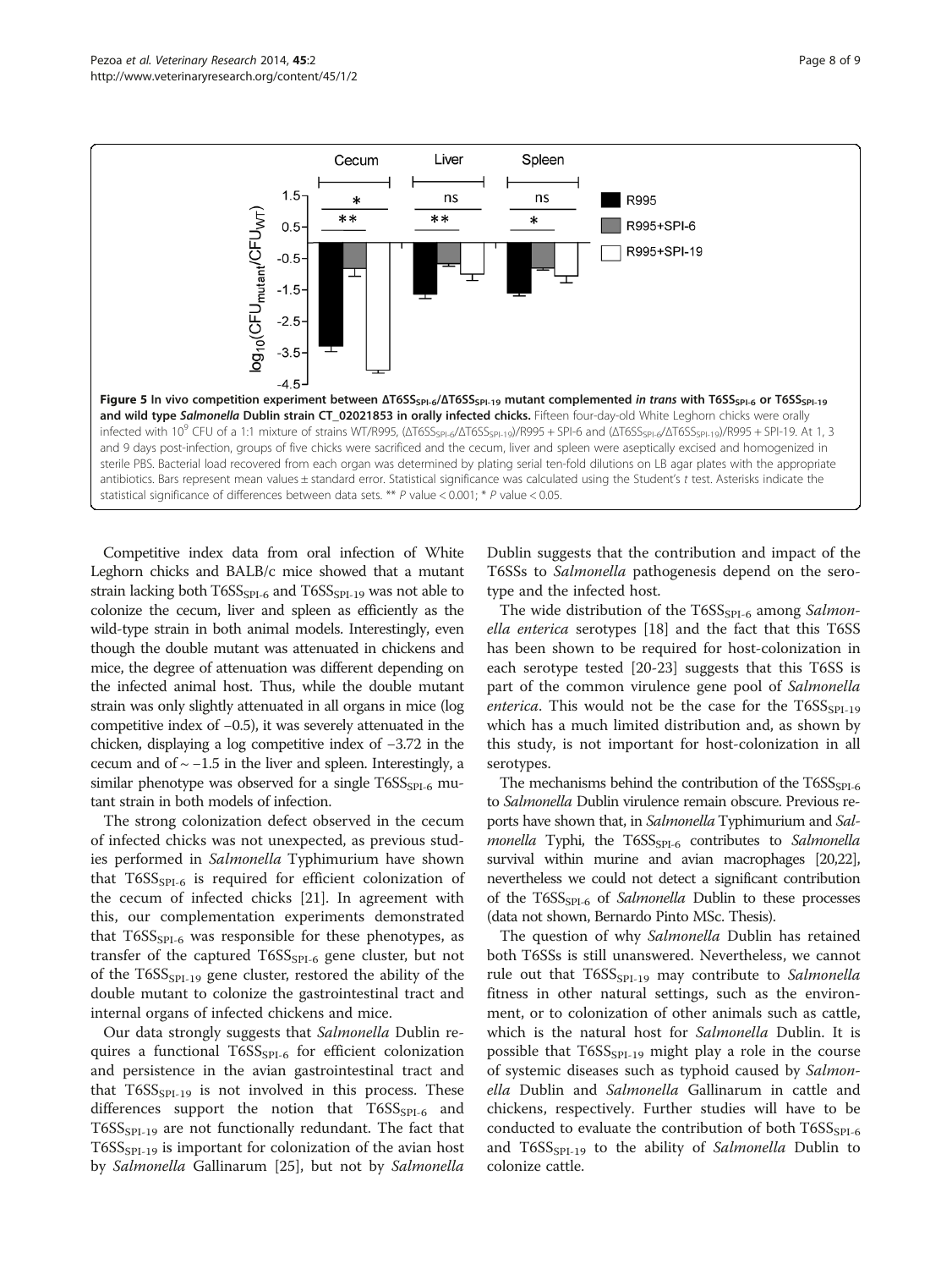Cecum Liver Spleen

1.5
0.5
-0.5
-1.5
-2.5
-3.5
-4.5

$\log_{10}(CFU_{mutant}/CFU_{WT})$

\* ns ns

\*\* \*\* \*

R995

R995+SPI-6

R995+SPI-19

**Figure 5 In vivo competition experiment between $\Delta T6SS_{SPI-6}/\Delta T6SS_{SPI-19}$ mutant complemented *in trans* with $T6SS_{SPI-6}$ or $T6SS_{SPI-19}$ and wild type *Salmonella* Dublin strain CT_02021853 in orally infected chicks.** Fifteen four-day-old White Leghorn chicks were orally infected with $10^9$ CFU of a 1:1 mixture of strains WT/R995, ($\Delta T6SS_{SPI-6}/\Delta T6SS_{SPI-19}$)/R995 + SPI-6 and ($\Delta T6SS_{SPI-6}/\Delta T6SS_{SPI-19}$)/R995 + SPI-19. At 1, 3 and 9 days post-infection, groups of five chicks were sacrificed and the cecum, liver and spleen were aseptically excised and homogenized in sterile PBS. Bacterial load recovered from each organ was determined by plating serial ten-fold dilutions on LB agar plates with the appropriate antibiotics. Bars represent mean values ± standard error. Statistical significance was calculated using the Student's *t* test. Asterisks indicate the statistical significance of differences between data sets. \*\* $P$ value < 0.001; \* $P$ value < 0.05.

Competitive index data from oral infection of White Leghorn chicks and BALB/c mice showed that a mutant strain lacking both $T6SS_{SPI-6}$ and $T6SS_{SPI-19}$ was not able to colonize the cecum, liver and spleen as efficiently as the wild-type strain in both animal models. Interestingly, even though the double mutant was attenuated in chickens and mice, the degree of attenuation was different depending on the infected animal host. Thus, while the double mutant strain was only slightly attenuated in all organs in mice (log competitive index of −0.5), it was severely attenuated in the chicken, displaying a log competitive index of −3.72 in the cecum and of ~ −1.5 in the liver and spleen. Interestingly, a similar phenotype was observed for a single $T6SS_{SPI-6}$ mutant strain in both models of infection.

The strong colonization defect observed in the cecum of infected chicks was not unexpected, as previous studies performed in *Salmonella* Typhimurium have shown that $T6SS_{SPI-6}$ is required for efficient colonization of the cecum of infected chicks [21]. In agreement with this, our complementation experiments demonstrated that $T6SS_{SPI-6}$ was responsible for these phenotypes, as transfer of the captured $T6SS_{SPI-6}$ gene cluster, but not of the $T6SS_{SPI-19}$ gene cluster, restored the ability of the double mutant to colonize the gastrointestinal tract and internal organs of infected chickens and mice.

Our data strongly suggests that *Salmonella* Dublin requires a functional $T6SS_{SPI-6}$ for efficient colonization and persistence in the avian gastrointestinal tract and that $T6SS_{SPI-19}$ is not involved in this process. These differences support the notion that $T6SS_{SPI-6}$ and $T6SS_{SPI-19}$ are not functionally redundant. The fact that $T6SS_{SPI-19}$ is important for colonization of the avian host by *Salmonella* Gallinarum [25], but not by *Salmonella* Dublin suggests that the contribution and impact of the T6SSs to *Salmonella* pathogenesis depend on the serotype and the infected host.

The wide distribution of the $T6SS_{SPI-6}$ among *Salmonella enterica* serotypes [18] and the fact that this T6SS has been shown to be required for host-colonization in each serotype tested [20-23] suggests that this T6SS is part of the common virulence gene pool of *Salmonella enterica*. This would not be the case for the $T6SS_{SPI-19}$ which has a much limited distribution and, as shown by this study, is not important for host-colonization in all serotypes.

The mechanisms behind the contribution of the $T6SS_{SPI-6}$ to *Salmonella* Dublin virulence remain obscure. Previous reports have shown that, in *Salmonella* Typhimurium and *Salmonella* Typhi, the $T6SS_{SPI-6}$ contributes to *Salmonella* survival within murine and avian macrophages [20,22], nevertheless we could not detect a significant contribution of the $T6SS_{SPI-6}$ of *Salmonella* Dublin to these processes (data not shown, Bernardo Pinto MSc. Thesis).

The question of why *Salmonella* Dublin has retained both T6SSs is still unanswered. Nevertheless, we cannot rule out that $T6SS_{SPI-19}$ may contribute to *Salmonella* fitness in other natural settings, such as the environment, or to colonization of other animals such as cattle, which is the natural host for *Salmonella* Dublin. It is possible that $T6SS_{SPI-19}$ might play a role in the course of systemic diseases such as typhoid caused by *Salmonella* Dublin and *Salmonella* Gallinarum in cattle and chickens, respectively. Further studies will have to be conducted to evaluate the contribution of both $T6SS_{SPI-6}$ and $T6SS_{SPI-19}$ to the ability of *Salmonella* Dublin to colonize cattle.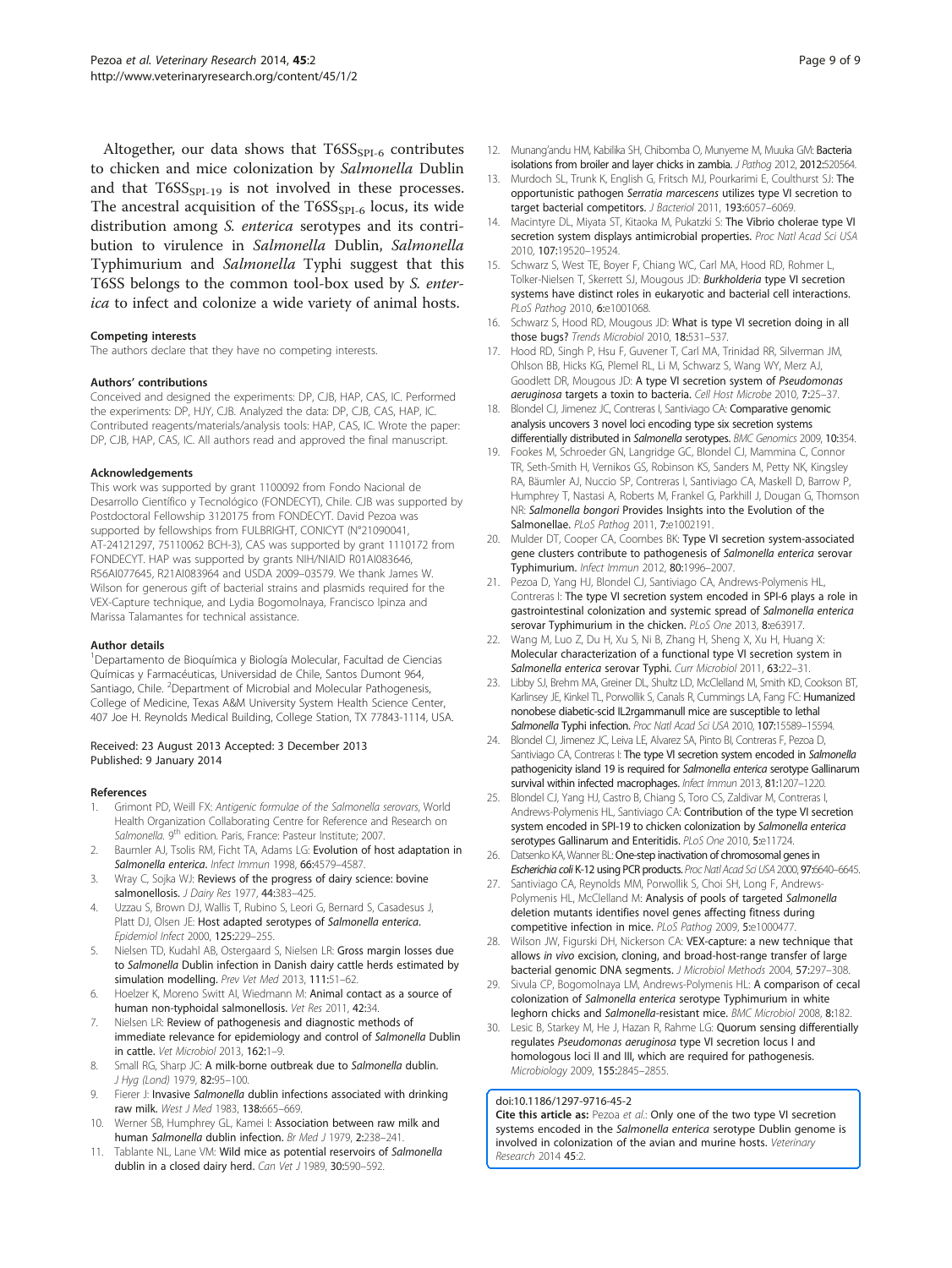Altogether, our data shows that $T6SS_{SPI-6}$ contributes to chicken and mice colonization by *Salmonella* Dublin and that $T6SS_{SPI-19}$ is not involved in these processes. The ancestral acquisition of the $T6SS_{SPI-6}$ locus, its wide distribution among *S. enterica* serotypes and its contribution to virulence in *Salmonella* Dublin, *Salmonella* Typhimurium and *Salmonella* Typhi suggest that this T6SS belongs to the common tool-box used by *S. enterica* to infect and colonize a wide variety of animal hosts.

#### Competing interests

The authors declare that they have no competing interests.

#### Authors' contributions

Conceived and designed the experiments: DP, CJB, HAP, CAS, IC. Performed the experiments: DP, HJY, CJB. Analyzed the data: DP, CJB, CAS, HAP, IC. Contributed reagents/materials/analysis tools: HAP, CAS, IC. Wrote the paper: DP, CJB, HAP, CAS, IC. All authors read and approved the final manuscript.

#### Acknowledgements

This work was supported by grant 1100092 from Fondo Nacional de Desarrollo Científico y Tecnológico (FONDECYT), Chile. CJB was supported by Postdoctoral Fellowship 3120175 from FONDECYT. David Pezoa was supported by fellowships from FULBRIGHT, CONICYT (N°21090041, AT-24121297, 75110062 BCH-3), CAS was supported by grant 1110172 from FONDECYT. HAP was supported by grants NIH/NIAID R01AI083646, R56AI077645, R21AI083964 and USDA 2009–03579. We thank James W. Wilson for generous gift of bacterial strains and plasmids required for the VEX-Capture technique, and Lydia Bogomolnaya, Francisco Ipinza and Marissa Talamantes for technical assistance.

#### Author details

[1]Departamento de Bioquímica y Biología Molecular, Facultad de Ciencias Químicas y Farmacéuticas, Universidad de Chile, Santos Dumont 964, Santiago, Chile. [2]Department of Microbial and Molecular Pathogenesis, College of Medicine, Texas A&M University System Health Science Center, 407 Joe H. Reynolds Medical Building, College Station, TX 77843-1114, USA.

Received: 23 August 2013 Accepted: 3 December 2013
Published: 9 January 2014

#### References

1. Grimont PD, Weill FX: *Antigenic formulae of the Salmonella serovars*, World Health Organization Collaborating Centre for Reference and Research on *Salmonella*. 9th edition. Paris, France: Pasteur Institute; 2007.
2. Baumler AJ, Tsolis RM, Ficht TA, Adams LG: **Evolution of host adaptation in *Salmonella enterica*.** *Infect Immun* 1998, **66:**4579–4587.
3. Wray C, Sojka WJ: **Reviews of the progress of dairy science: bovine salmonellosis.** *J Dairy Res* 1977, **44:**383–425.
4. Uzzau S, Brown DJ, Wallis T, Rubino S, Leori G, Bernard S, Casadesus J, Platt DJ, Olsen JE: **Host adapted serotypes of *Salmonella enterica*.** *Epidemiol Infect* 2000, **125:**229–255.
5. Nielsen TD, Kudahl AB, Ostergaard S, Nielsen LR: **Gross margin losses due to *Salmonella* Dublin infection in Danish dairy cattle herds estimated by simulation modelling.** *Prev Vet Med* 2013, **111:**51–62.
6. Hoelzer K, Moreno Switt AI, Wiedmann M: **Animal contact as a source of human non-typhoidal salmonellosis.** *Vet Res* 2011, **42:**34.
7. Nielsen LR: **Review of pathogenesis and diagnostic methods of immediate relevance for epidemiology and control of *Salmonella* Dublin in cattle.** *Vet Microbiol* 2013, **162:**1–9.
8. Small RG, Sharp JC: **A milk-borne outbreak due to *Salmonella* dublin.** *J Hyg (Lond)* 1979, **82:**95–100.
9. Fierer J: **Invasive *Salmonella* dublin infections associated with drinking raw milk.** *West J Med* 1983, **138:**665–669.
10. Werner SB, Humphrey GL, Kamei I: **Association between raw milk and human *Salmonella* dublin infection.** *Br Med J* 1979, **2:**238–241.
11. Tablante NL, Lane VM: **Wild mice as potential reservoirs of *Salmonella* dublin in a closed dairy herd.** *Can Vet J* 1989, **30:**590–592.
12. Munang'andu HM, Kabilika SH, Chibomba O, Munyeme M, Muuka GM: **Bacteria isolations from broiler and layer chicks in zambia.** *J Pathog* 2012, **2012:**520564.
13. Murdoch SL, Trunk K, English G, Fritsch MJ, Pourkarimi E, Coulthurst SJ: **The opportunistic pathogen *Serratia marcescens* utilizes type VI secretion to target bacterial competitors.** *J Bacteriol* 2011, **193:**6057–6069.
14. Macintyre DL, Miyata ST, Kitaoka M, Pukatzki S: **The Vibrio cholerae type VI secretion system displays antimicrobial properties.** *Proc Natl Acad Sci USA* 2010, **107:**19520–19524.
15. Schwarz S, West TE, Boyer F, Chiang WC, Carl MA, Hood RD, Rohmer L, Tolker-Nielsen T, Skerrett SJ, Mougous JD: ***Burkholderia* type VI secretion systems have distinct roles in eukaryotic and bacterial cell interactions.** *PLoS Pathog* 2010, **6:**e1001068.
16. Schwarz S, Hood RD, Mougous JD: **What is type VI secretion doing in all those bugs?** *Trends Microbiol* 2010, **18:**531–537.
17. Hood RD, Singh P, Hsu F, Guvener T, Carl MA, Trinidad RR, Silverman JM, Ohlson BB, Hicks KG, Plemel RL, Li M, Schwarz S, Wang WY, Merz AJ, Goodlett DR, Mougous JD: **A type VI secretion system of *Pseudomonas aeruginosa* targets a toxin to bacteria.** *Cell Host Microbe* 2010, **7:**25–37.
18. Blondel CJ, Jimenez JC, Contreras I, Santiviago CA: **Comparative genomic analysis uncovers 3 novel loci encoding type six secretion systems differentially distributed in *Salmonella* serotypes.** *BMC Genomics* 2009, **10:**354.
19. Fookes M, Schroeder GN, Langridge GC, Blondel CJ, Mammina C, Connor TR, Seth-Smith H, Vernikos GS, Robinson KS, Sanders M, Petty NK, Kingsley RA, Bäumler AJ, Nuccio SP, Contreras I, Santiviago CA, Maskell D, Barrow P, Humphrey T, Nastasi A, Roberts M, Frankel G, Parkhill J, Dougan G, Thomson NR: ***Salmonella bongori* Provides Insights into the Evolution of the Salmonellae.** *PLoS Pathog* 2011, **7:**e1002191.
20. Mulder DT, Cooper CA, Coombes BK: **Type VI secretion system-associated gene clusters contribute to pathogenesis of *Salmonella enterica* serovar Typhimurium.** *Infect Immun* 2012, **80:**1996–2007.
21. Pezoa D, Yang HJ, Blondel CJ, Santiviago CA, Andrews-Polymenis HL, Contreras I: **The type VI secretion system encoded in SPI-6 plays a role in gastrointestinal colonization and systemic spread of *Salmonella enterica* serovar Typhimurium in the chicken.** *PLoS One* 2013, **8:**e63917.
22. Wang M, Luo Z, Du H, Xu S, Ni B, Zhang H, Sheng X, Xu H, Huang X: **Molecular characterization of a functional type VI secretion system in *Salmonella enterica* serovar Typhi.** *Curr Microbiol* 2011, **63:**22–31.
23. Libby SJ, Brehm MA, Greiner DL, Shultz LD, McClelland M, Smith KD, Cookson BT, Karlinsey JE, Kinkel TL, Porwollik S, Canals R, Cummings LA, Fang FC: **Humanized nonobese diabetic-scid IL2rgammanull mice are susceptible to lethal *Salmonella* Typhi infection.** *Proc Natl Acad Sci USA* 2010, **107:**15589–15594.
24. Blondel CJ, Jimenez JC, Leiva LE, Alvarez SA, Pinto BI, Contreras F, Pezoa D, Santiviago CA, Contreras I: **The type VI secretion system encoded in *Salmonella* pathogenicity island 19 is required for *Salmonella enterica* serotype Gallinarum survival within infected macrophages.** *Infect Immun* 2013, **81:**1207–1220.
25. Blondel CJ, Yang HJ, Castro B, Chiang S, Toro CS, Zaldivar M, Contreras I, Andrews-Polymenis HL, Santiviago CA: **Contribution of the type VI secretion system encoded in SPI-19 to chicken colonization by *Salmonella enterica* serotypes Gallinarum and Enteritidis.** *PLoS One* 2010, **5:**e11724.
26. Datsenko KA, Wanner BL: **One-step inactivation of chromosomal genes in *Escherichia coli* K-12 using PCR products.** *Proc Natl Acad Sci USA* 2000, **97:**6640–6645.
27. Santiviago CA, Reynolds MM, Porwollik S, Choi SH, Long F, Andrews-Polymenis HL, McClelland M: **Analysis of pools of targeted *Salmonella* deletion mutants identifies novel genes affecting fitness during competitive infection in mice.** *PLoS Pathog* 2009, **5:**e1000477.
28. Wilson JW, Figurski DH, Nickerson CA: **VEX-capture: a new technique that allows *in vivo* excision, cloning, and broad-host-range transfer of large bacterial genomic DNA segments.** *J Microbiol Methods* 2004, **57:**297–308.
29. Sivula CP, Bogomolnaya LM, Andrews-Polymenis HL: **A comparison of cecal colonization of *Salmonella enterica* serotype Typhimurium in white leghorn chicks and *Salmonella*-resistant mice.** *BMC Microbiol* 2008, **8:**182.
30. Lesic B, Starkey M, He J, Hazan R, Rahme LG: **Quorum sensing differentially regulates *Pseudomonas aeruginosa* type VI secretion locus I and homologous loci II and III, which are required for pathogenesis.** *Microbiology* 2009, **155:**2845–2855.

doi:10.1186/1297-9716-45-2
**Cite this article as:** Pezoa *et al.*: Only one of the two type VI secretion systems encoded in the *Salmonella enterica* serotype Dublin genome is involved in colonization of the avian and murine hosts. *Veterinary Research* 2014 **45**:2.